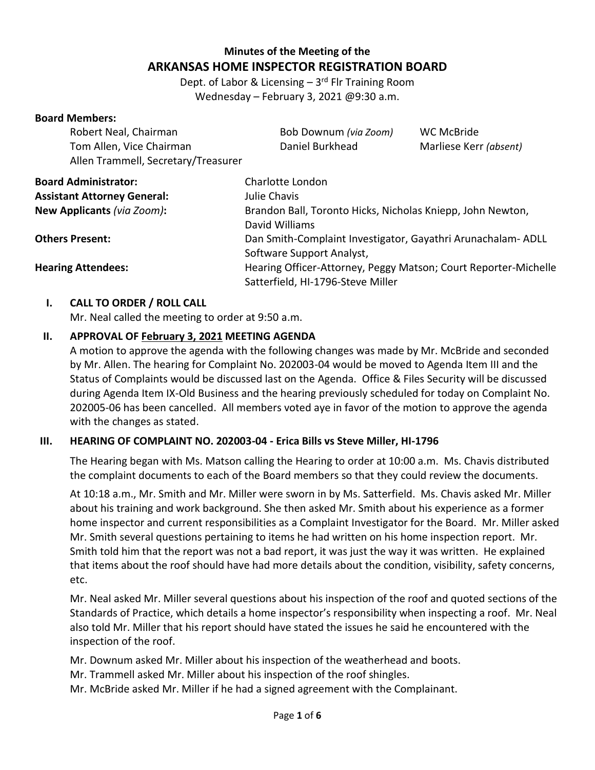# Minutes of the Meeting of the
# ARKANSAS HOME INSPECTOR REGISTRATION BOARD

Dept. of Labor & Licensing – 3rd Flr Training Room
Wednesday – February 3, 2021 @9:30 a.m.

**Board Members:**

| | | |
|---|---|---|
| Robert Neal, Chairman | Bob Downum *(via Zoom)* | WC McBride |
| Tom Allen, Vice Chairman | Daniel Burkhead | Marliese Kerr *(absent)* |
| Allen Trammell, Secretary/Treasurer | | |

| | |
|---|---|
| **Board Administrator:** | Charlotte London |
| **Assistant Attorney General:** | Julie Chavis |
| **New Applicants** *(via Zoom)***:** | Brandon Ball, Toronto Hicks, Nicholas Kniepp, John Newton, David Williams |
| **Others Present:** | Dan Smith-Complaint Investigator, Gayathri Arunachalam- ADLL Software Support Analyst, |
| **Hearing Attendees:** | Hearing Officer-Attorney, Peggy Matson; Court Reporter-Michelle Satterfield, HI-1796-Steve Miller |

## I. CALL TO ORDER / ROLL CALL

Mr. Neal called the meeting to order at 9:50 a.m.

## II. APPROVAL OF February 3, 2021 MEETING AGENDA

A motion to approve the agenda with the following changes was made by Mr. McBride and seconded by Mr. Allen. The hearing for Complaint No. 202003-04 would be moved to Agenda Item III and the Status of Complaints would be discussed last on the Agenda. Office & Files Security will be discussed during Agenda Item IX-Old Business and the hearing previously scheduled for today on Complaint No. 202005-06 has been cancelled. All members voted aye in favor of the motion to approve the agenda with the changes as stated.

## III. HEARING OF COMPLAINT NO. 202003-04 - Erica Bills vs Steve Miller, HI-1796

The Hearing began with Ms. Matson calling the Hearing to order at 10:00 a.m. Ms. Chavis distributed the complaint documents to each of the Board members so that they could review the documents.

At 10:18 a.m., Mr. Smith and Mr. Miller were sworn in by Ms. Satterfield. Ms. Chavis asked Mr. Miller about his training and work background. She then asked Mr. Smith about his experience as a former home inspector and current responsibilities as a Complaint Investigator for the Board. Mr. Miller asked Mr. Smith several questions pertaining to items he had written on his home inspection report. Mr. Smith told him that the report was not a bad report, it was just the way it was written. He explained that items about the roof should have had more details about the condition, visibility, safety concerns, etc.

Mr. Neal asked Mr. Miller several questions about his inspection of the roof and quoted sections of the Standards of Practice, which details a home inspector's responsibility when inspecting a roof. Mr. Neal also told Mr. Miller that his report should have stated the issues he said he encountered with the inspection of the roof.

Mr. Downum asked Mr. Miller about his inspection of the weatherhead and boots.
Mr. Trammell asked Mr. Miller about his inspection of the roof shingles.
Mr. McBride asked Mr. Miller if he had a signed agreement with the Complainant.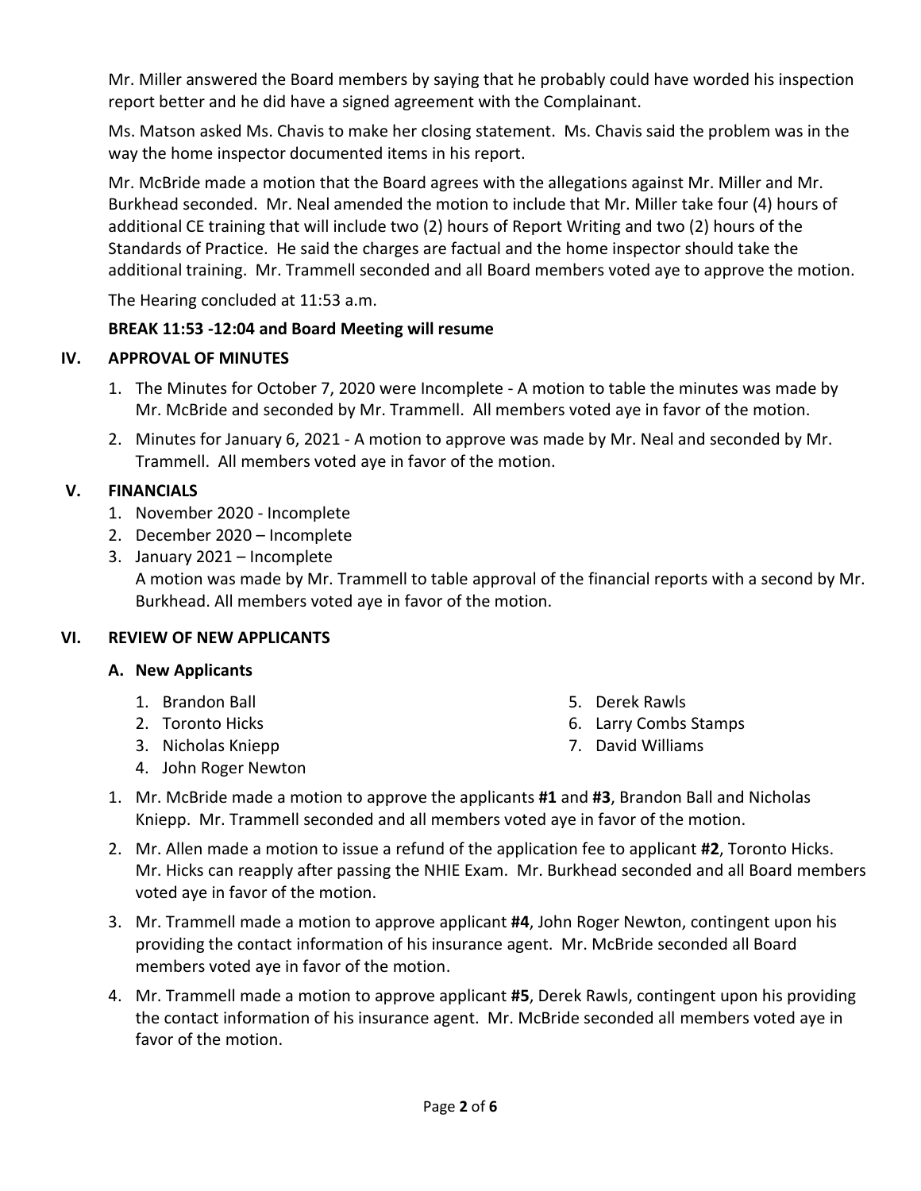Mr. Miller answered the Board members by saying that he probably could have worded his inspection report better and he did have a signed agreement with the Complainant.

Ms. Matson asked Ms. Chavis to make her closing statement. Ms. Chavis said the problem was in the way the home inspector documented items in his report.

Mr. McBride made a motion that the Board agrees with the allegations against Mr. Miller and Mr. Burkhead seconded. Mr. Neal amended the motion to include that Mr. Miller take four (4) hours of additional CE training that will include two (2) hours of Report Writing and two (2) hours of the Standards of Practice. He said the charges are factual and the home inspector should take the additional training. Mr. Trammell seconded and all Board members voted aye to approve the motion.

The Hearing concluded at 11:53 a.m.

**BREAK 11:53 -12:04 and Board Meeting will resume**

## IV. APPROVAL OF MINUTES

1. The Minutes for October 7, 2020 were Incomplete - A motion to table the minutes was made by Mr. McBride and seconded by Mr. Trammell. All members voted aye in favor of the motion.
2. Minutes for January 6, 2021 - A motion to approve was made by Mr. Neal and seconded by Mr. Trammell. All members voted aye in favor of the motion.

## V. FINANCIALS

1. November 2020 - Incomplete
2. December 2020 – Incomplete
3. January 2021 – Incomplete

   A motion was made by Mr. Trammell to table approval of the financial reports with a second by Mr. Burkhead. All members voted aye in favor of the motion.

## VI. REVIEW OF NEW APPLICANTS

### A. New Applicants

1. Brandon Ball
2. Toronto Hicks
3. Nicholas Kniepp
4. John Roger Newton
5. Derek Rawls
6. Larry Combs Stamps
7. David Williams

1. Mr. McBride made a motion to approve the applicants **#1** and **#3**, Brandon Ball and Nicholas Kniepp. Mr. Trammell seconded and all members voted aye in favor of the motion.
2. Mr. Allen made a motion to issue a refund of the application fee to applicant **#2**, Toronto Hicks. Mr. Hicks can reapply after passing the NHIE Exam. Mr. Burkhead seconded and all Board members voted aye in favor of the motion.
3. Mr. Trammell made a motion to approve applicant **#4**, John Roger Newton, contingent upon his providing the contact information of his insurance agent. Mr. McBride seconded all Board members voted aye in favor of the motion.
4. Mr. Trammell made a motion to approve applicant **#5**, Derek Rawls, contingent upon his providing the contact information of his insurance agent. Mr. McBride seconded all members voted aye in favor of the motion.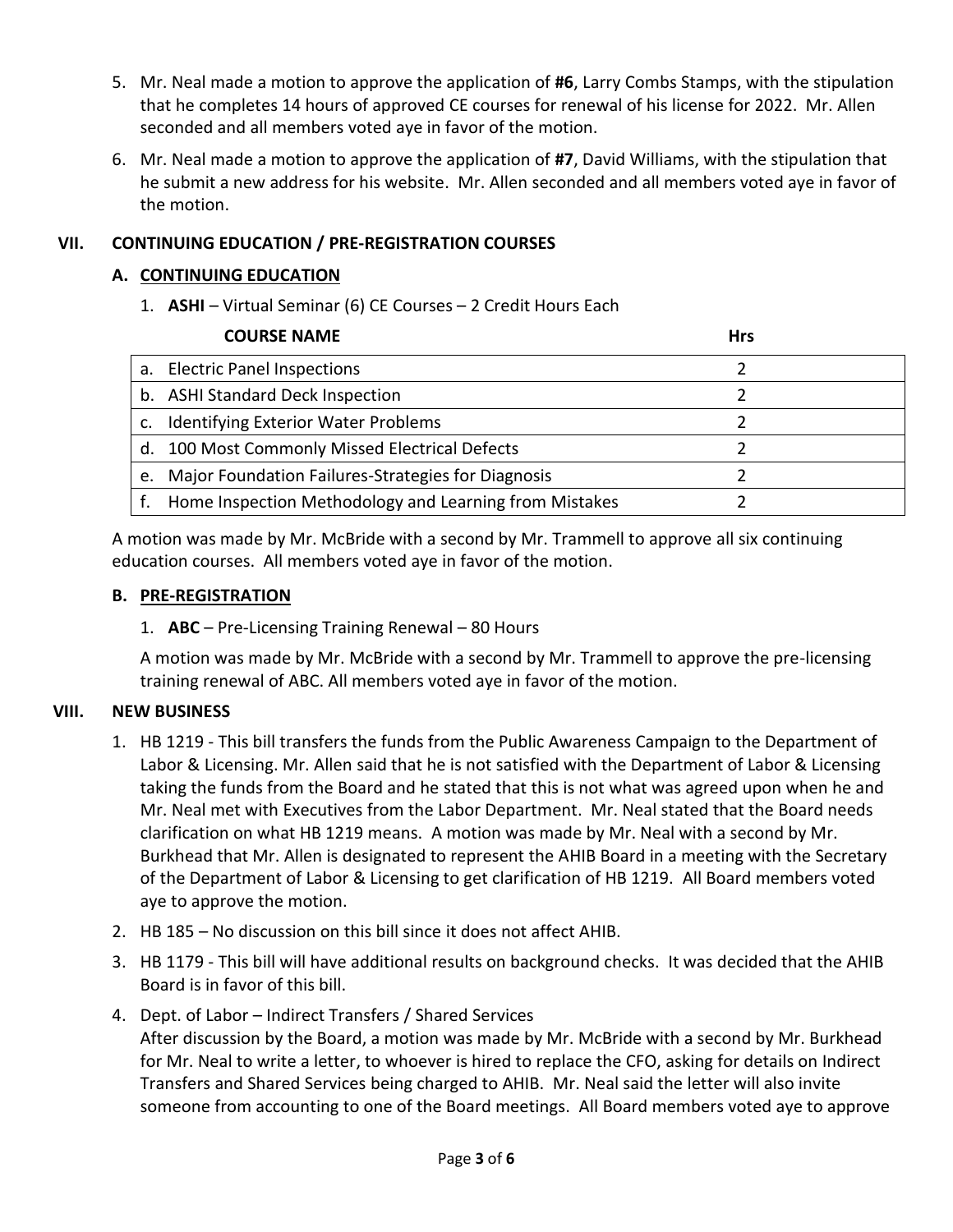5. Mr. Neal made a motion to approve the application of **#6**, Larry Combs Stamps, with the stipulation that he completes 14 hours of approved CE courses for renewal of his license for 2022. Mr. Allen seconded and all members voted aye in favor of the motion.
6. Mr. Neal made a motion to approve the application of **#7**, David Williams, with the stipulation that he submit a new address for his website. Mr. Allen seconded and all members voted aye in favor of the motion.

## VII. CONTINUING EDUCATION / PRE-REGISTRATION COURSES

### A. CONTINUING EDUCATION

1. **ASHI** – Virtual Seminar (6) CE Courses – 2 Credit Hours Each

| COURSE NAME | Hrs |
|---|---|
| a. Electric Panel Inspections | 2 |
| b. ASHI Standard Deck Inspection | 2 |
| c. Identifying Exterior Water Problems | 2 |
| d. 100 Most Commonly Missed Electrical Defects | 2 |
| e. Major Foundation Failures-Strategies for Diagnosis | 2 |
| f. Home Inspection Methodology and Learning from Mistakes | 2 |

A motion was made by Mr. McBride with a second by Mr. Trammell to approve all six continuing education courses. All members voted aye in favor of the motion.

### B. PRE-REGISTRATION

1. **ABC** – Pre-Licensing Training Renewal – 80 Hours

A motion was made by Mr. McBride with a second by Mr. Trammell to approve the pre-licensing training renewal of ABC. All members voted aye in favor of the motion.

## VIII. NEW BUSINESS

1. HB 1219 - This bill transfers the funds from the Public Awareness Campaign to the Department of Labor & Licensing. Mr. Allen said that he is not satisfied with the Department of Labor & Licensing taking the funds from the Board and he stated that this is not what was agreed upon when he and Mr. Neal met with Executives from the Labor Department. Mr. Neal stated that the Board needs clarification on what HB 1219 means. A motion was made by Mr. Neal with a second by Mr. Burkhead that Mr. Allen is designated to represent the AHIB Board in a meeting with the Secretary of the Department of Labor & Licensing to get clarification of HB 1219. All Board members voted aye to approve the motion.
2. HB 185 – No discussion on this bill since it does not affect AHIB.
3. HB 1179 - This bill will have additional results on background checks. It was decided that the AHIB Board is in favor of this bill.
4. Dept. of Labor – Indirect Transfers / Shared Services
   After discussion by the Board, a motion was made by Mr. McBride with a second by Mr. Burkhead for Mr. Neal to write a letter, to whoever is hired to replace the CFO, asking for details on Indirect Transfers and Shared Services being charged to AHIB. Mr. Neal said the letter will also invite someone from accounting to one of the Board meetings. All Board members voted aye to approve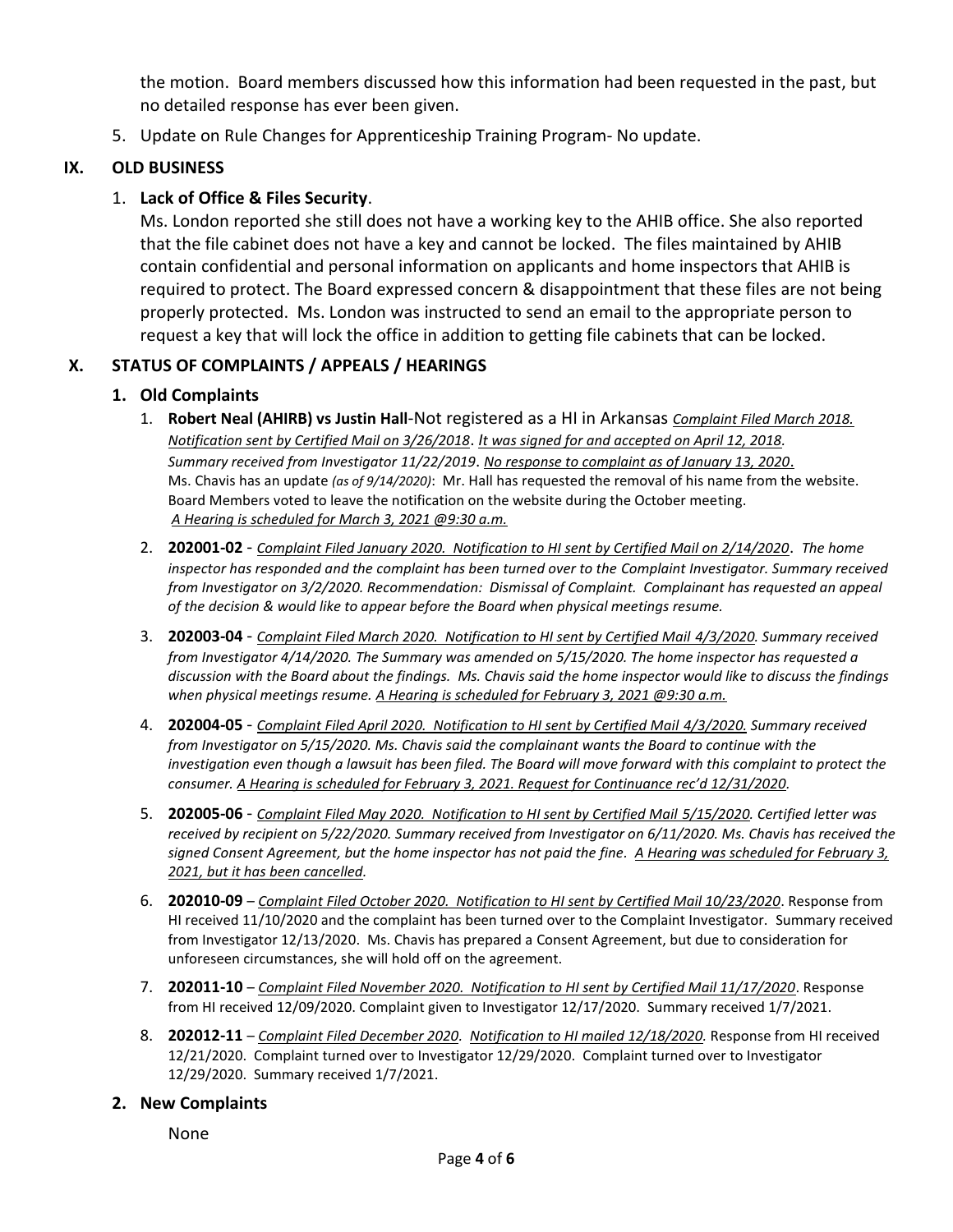the motion. Board members discussed how this information had been requested in the past, but no detailed response has ever been given.

5. Update on Rule Changes for Apprenticeship Training Program- No update.

## IX. OLD BUSINESS

1. **Lack of Office & Files Security**.
   Ms. London reported she still does not have a working key to the AHIB office. She also reported that the file cabinet does not have a key and cannot be locked. The files maintained by AHIB contain confidential and personal information on applicants and home inspectors that AHIB is required to protect. The Board expressed concern & disappointment that these files are not being properly protected. Ms. London was instructed to send an email to the appropriate person to request a key that will lock the office in addition to getting file cabinets that can be locked.

## X. STATUS OF COMPLAINTS / APPEALS / HEARINGS

### 1. Old Complaints

1. **Robert Neal (AHIRB) vs Justin Hall**-Not registered as a HI in Arkansas *Complaint Filed March 2018. Notification sent by Certified Mail on 3/26/2018*. *It was signed for and accepted on April 12, 2018. Summary received from Investigator 11/22/2019*. *No response to complaint as of January 13, 2020*. Ms. Chavis has an update *(as of 9/14/2020)*: Mr. Hall has requested the removal of his name from the website. Board Members voted to leave the notification on the website during the October meeting. *A Hearing is scheduled for March 3, 2021 @9:30 a.m.*
2. **202001-02** - *Complaint Filed January 2020. Notification to HI sent by Certified Mail on 2/14/2020. The home inspector has responded and the complaint has been turned over to the Complaint Investigator. Summary received from Investigator on 3/2/2020. Recommendation: Dismissal of Complaint. Complainant has requested an appeal of the decision & would like to appear before the Board when physical meetings resume.*
3. **202003-04** - *Complaint Filed March 2020. Notification to HI sent by Certified Mail 4/3/2020. Summary received from Investigator 4/14/2020. The Summary was amended on 5/15/2020. The home inspector has requested a discussion with the Board about the findings. Ms. Chavis said the home inspector would like to discuss the findings when physical meetings resume. A Hearing is scheduled for February 3, 2021 @9:30 a.m.*
4. **202004-05** - *Complaint Filed April 2020. Notification to HI sent by Certified Mail 4/3/2020. Summary received from Investigator on 5/15/2020. Ms. Chavis said the complainant wants the Board to continue with the investigation even though a lawsuit has been filed. The Board will move forward with this complaint to protect the consumer. A Hearing is scheduled for February 3, 2021. Request for Continuance rec'd 12/31/2020.*
5. **202005-06** - *Complaint Filed May 2020. Notification to HI sent by Certified Mail 5/15/2020. Certified letter was received by recipient on 5/22/2020. Summary received from Investigator on 6/11/2020. Ms. Chavis has received the signed Consent Agreement, but the home inspector has not paid the fine. A Hearing was scheduled for February 3, 2021, but it has been cancelled.*
6. **202010-09** – *Complaint Filed October 2020. Notification to HI sent by Certified Mail 10/23/2020*. Response from HI received 11/10/2020 and the complaint has been turned over to the Complaint Investigator. Summary received from Investigator 12/13/2020. Ms. Chavis has prepared a Consent Agreement, but due to consideration for unforeseen circumstances, she will hold off on the agreement.
7. **202011-10** – *Complaint Filed November 2020. Notification to HI sent by Certified Mail 11/17/2020*. Response from HI received 12/09/2020. Complaint given to Investigator 12/17/2020. Summary received 1/7/2021.
8. **202012-11** – *Complaint Filed December 2020. Notification to HI mailed 12/18/2020.* Response from HI received 12/21/2020. Complaint turned over to Investigator 12/29/2020. Complaint turned over to Investigator 12/29/2020. Summary received 1/7/2021.

### 2. New Complaints

None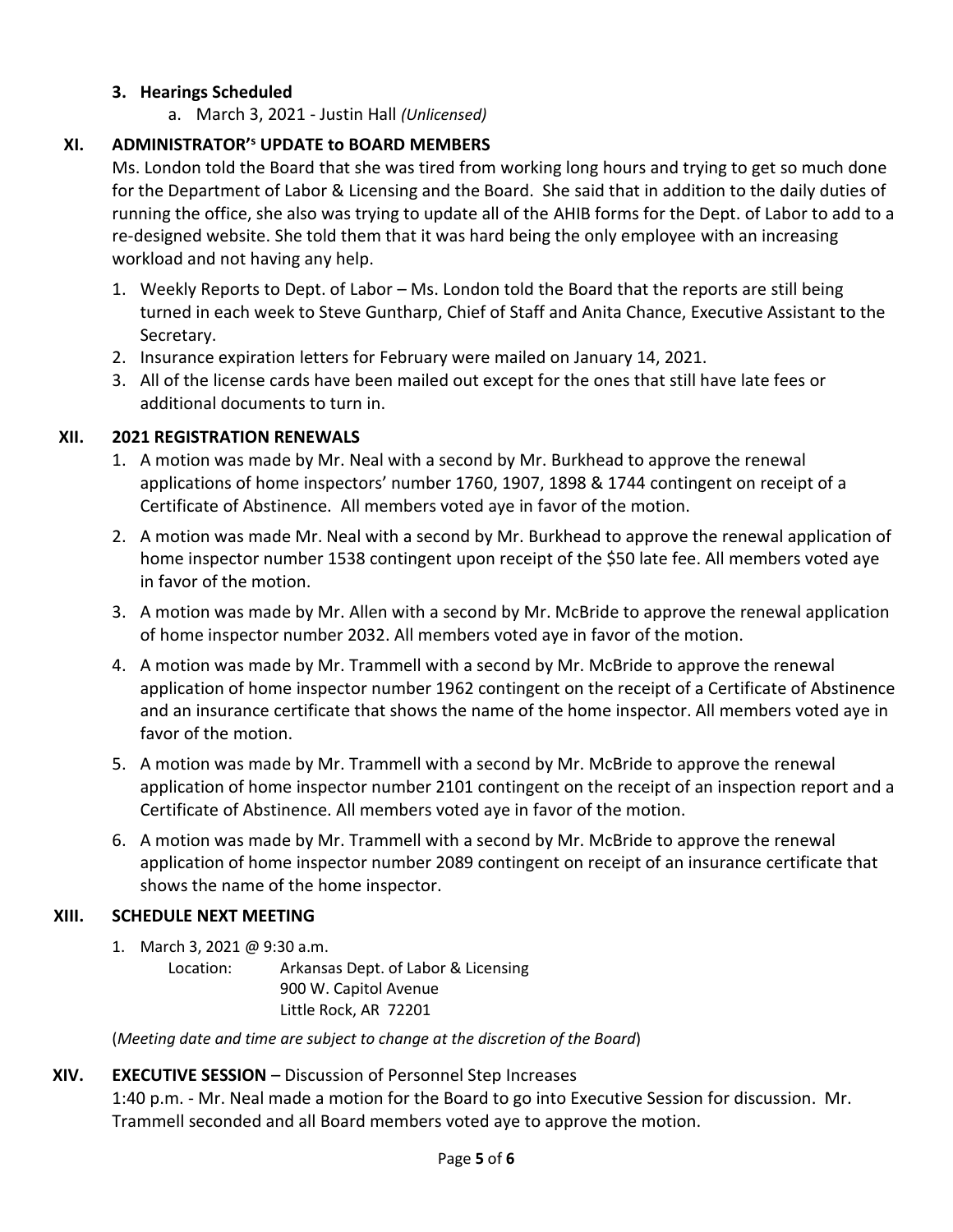**3. Hearings Scheduled**

a. March 3, 2021 - Justin Hall *(Unlicensed)*

## XI. ADMINISTRATOR'S UPDATE to BOARD MEMBERS

Ms. London told the Board that she was tired from working long hours and trying to get so much done for the Department of Labor & Licensing and the Board. She said that in addition to the daily duties of running the office, she also was trying to update all of the AHIB forms for the Dept. of Labor to add to a re-designed website. She told them that it was hard being the only employee with an increasing workload and not having any help.

1. Weekly Reports to Dept. of Labor – Ms. London told the Board that the reports are still being turned in each week to Steve Guntharp, Chief of Staff and Anita Chance, Executive Assistant to the Secretary.
2. Insurance expiration letters for February were mailed on January 14, 2021.
3. All of the license cards have been mailed out except for the ones that still have late fees or additional documents to turn in.

## XII. 2021 REGISTRATION RENEWALS

1. A motion was made by Mr. Neal with a second by Mr. Burkhead to approve the renewal applications of home inspectors' number 1760, 1907, 1898 & 1744 contingent on receipt of a Certificate of Abstinence. All members voted aye in favor of the motion.
2. A motion was made Mr. Neal with a second by Mr. Burkhead to approve the renewal application of home inspector number 1538 contingent upon receipt of the $50 late fee. All members voted aye in favor of the motion.
3. A motion was made by Mr. Allen with a second by Mr. McBride to approve the renewal application of home inspector number 2032. All members voted aye in favor of the motion.
4. A motion was made by Mr. Trammell with a second by Mr. McBride to approve the renewal application of home inspector number 1962 contingent on the receipt of a Certificate of Abstinence and an insurance certificate that shows the name of the home inspector. All members voted aye in favor of the motion.
5. A motion was made by Mr. Trammell with a second by Mr. McBride to approve the renewal application of home inspector number 2101 contingent on the receipt of an inspection report and a Certificate of Abstinence. All members voted aye in favor of the motion.
6. A motion was made by Mr. Trammell with a second by Mr. McBride to approve the renewal application of home inspector number 2089 contingent on receipt of an insurance certificate that shows the name of the home inspector.

## XIII. SCHEDULE NEXT MEETING

1. March 3, 2021 @ 9:30 a.m.

   Location: Arkansas Dept. of Labor & Licensing
   900 W. Capitol Avenue
   Little Rock, AR 72201

(*Meeting date and time are subject to change at the discretion of the Board*)

## XIV. EXECUTIVE SESSION – Discussion of Personnel Step Increases

1:40 p.m. - Mr. Neal made a motion for the Board to go into Executive Session for discussion. Mr. Trammell seconded and all Board members voted aye to approve the motion.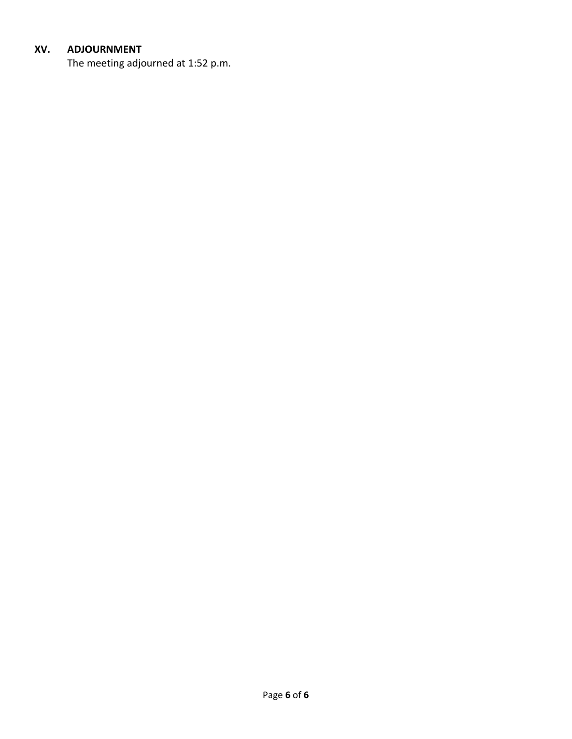## XV. ADJOURNMENT

The meeting adjourned at 1:52 p.m.